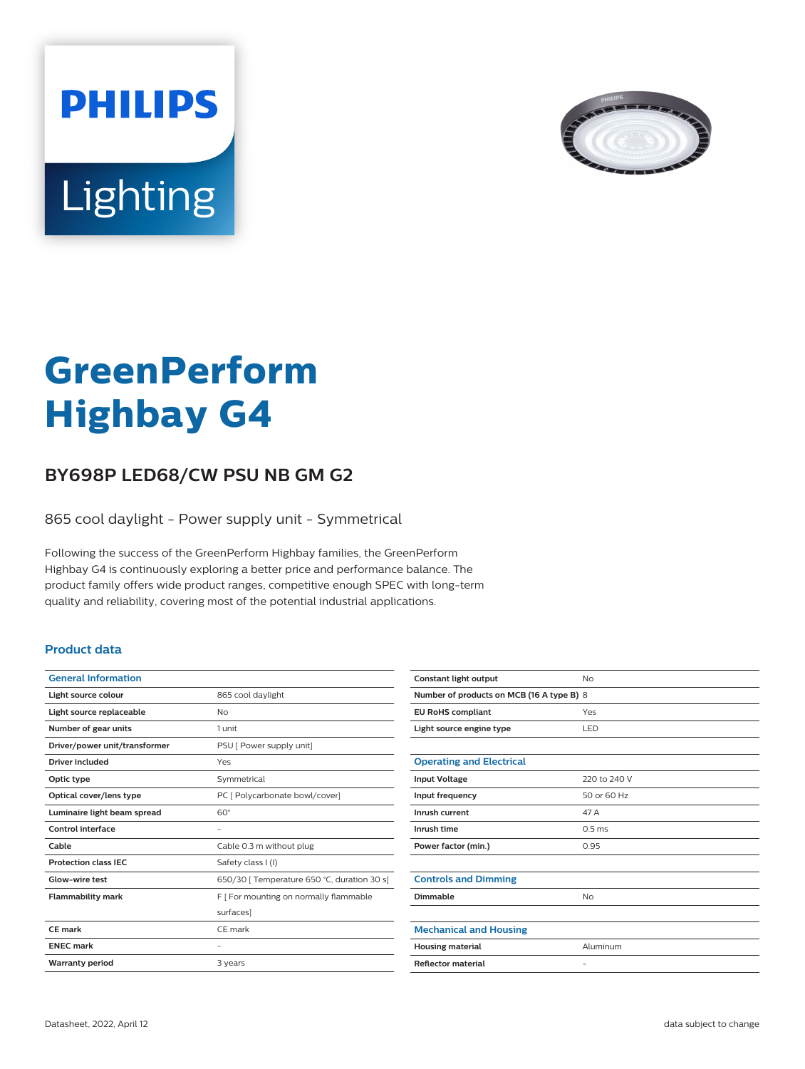PHILIPS

Lighting

# GreenPerform Highbay G4

## BY698P LED68/CW PSU NB GM G2

865 cool daylight - Power supply unit - Symmetrical

Following the success of the GreenPerform Highbay families, the GreenPerform Highbay G4 is continuously exploring a better price and performance balance. The product family offers wide product ranges, competitive enough SPEC with long-term quality and reliability, covering most of the potential industrial applications.

### Product data

| General Information | |
|---|---|
| Light source colour | 865 cool daylight |
| Light source replaceable | No |
| Number of gear units | 1 unit |
| Driver/power unit/transformer | PSU [ Power supply unit] |
| Driver included | Yes |
| Optic type | Symmetrical |
| Optical cover/lens type | PC [ Polycarbonate bowl/cover] |
| Luminaire light beam spread | 60° |
| Control interface | - |
| Cable | Cable 0.3 m without plug |
| Protection class IEC | Safety class I (I) |
| Glow-wire test | 650/30 [ Temperature 650 °C, duration 30 s] |
| Flammability mark | F [ For mounting on normally flammable surfaces] |
| CE mark | CE mark |
| ENEC mark | - |
| Warranty period | 3 years |
| Constant light output | No |
| Number of products on MCB (16 A type B) | 8 |
| EU RoHS compliant | Yes |
| Light source engine type | LED |

| Operating and Electrical | |
|---|---|
| Input Voltage | 220 to 240 V |
| Input frequency | 50 or 60 Hz |
| Inrush current | 47 A |
| Inrush time | 0.5 ms |
| Power factor (min.) | 0.95 |

| Controls and Dimming | |
|---|---|
| Dimmable | No |

| Mechanical and Housing | |
|---|---|
| Housing material | Aluminum |
| Reflector material | - |

Datasheet, 2022, April 12

data subject to change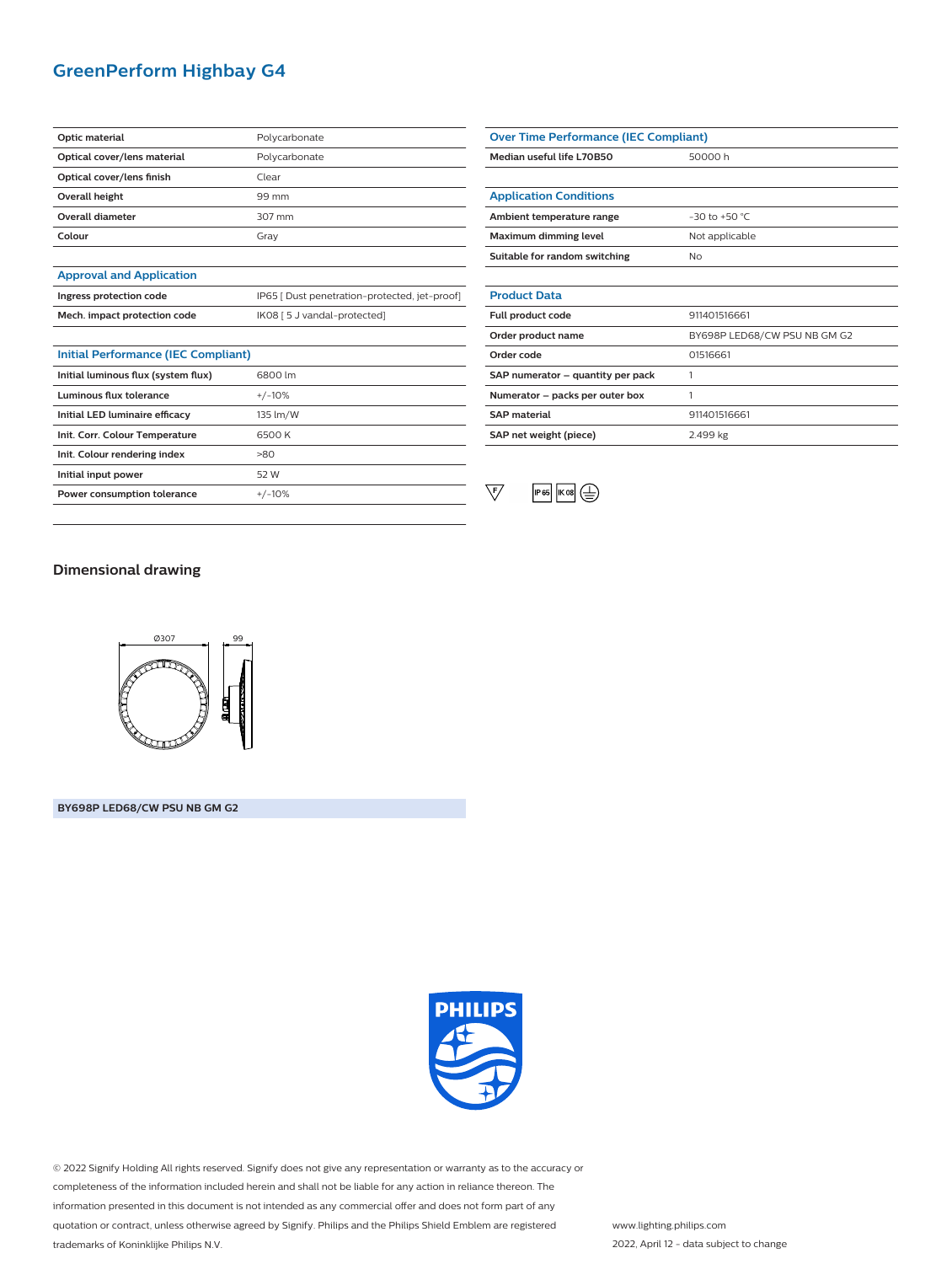## GreenPerform Highbay G4

| | |
|---|---|
| **Optic material** | Polycarbonate |
| **Optical cover/lens material** | Polycarbonate |
| **Optical cover/lens finish** | Clear |
| **Overall height** | 99 mm |
| **Overall diameter** | 307 mm |
| **Colour** | Gray |

### Approval and Application

| | |
|---|---|
| **Ingress protection code** | IP65 [ Dust penetration-protected, jet-proof] |
| **Mech. impact protection code** | IK08 [ 5 J vandal-protected] |

### Initial Performance (IEC Compliant)

| | |
|---|---|
| **Initial luminous flux (system flux)** | 6800 lm |
| **Luminous flux tolerance** | +/-10% |
| **Initial LED luminaire efficacy** | 135 lm/W |
| **Init. Corr. Colour Temperature** | 6500 K |
| **Init. Colour rendering index** | >80 |
| **Initial input power** | 52 W |
| **Power consumption tolerance** | +/-10% |

### Over Time Performance (IEC Compliant)

| | |
|---|---|
| **Median useful life L70B50** | 50000 h |

### Application Conditions

| | |
|---|---|
| **Ambient temperature range** | -30 to +50 °C |
| **Maximum dimming level** | Not applicable |
| **Suitable for random switching** | No |

### Product Data

| | |
|---|---|
| **Full product code** | 911401516661 |
| **Order product name** | BY698P LED68/CW PSU NB GM G2 |
| **Order code** | 01516661 |
| **SAP numerator – quantity per pack** | 1 |
| **Numerator – packs per outer box** | 1 |
| **SAP material** | 911401516661 |
| **SAP net weight (piece)** | 2.499 kg |

F IP65 IK08

## Dimensional drawing

Ø307

99

**BY698P LED68/CW PSU NB GM G2**

© 2022 Signify Holding All rights reserved. Signify does not give any representation or warranty as to the accuracy or completeness of the information included herein and shall not be liable for any action in reliance thereon. The information presented in this document is not intended as any commercial offer and does not form part of any quotation or contract, unless otherwise agreed by Signify. Philips and the Philips Shield Emblem are registered trademarks of Koninklijke Philips N.V.

www.lighting.philips.com

2022, April 12 - data subject to change